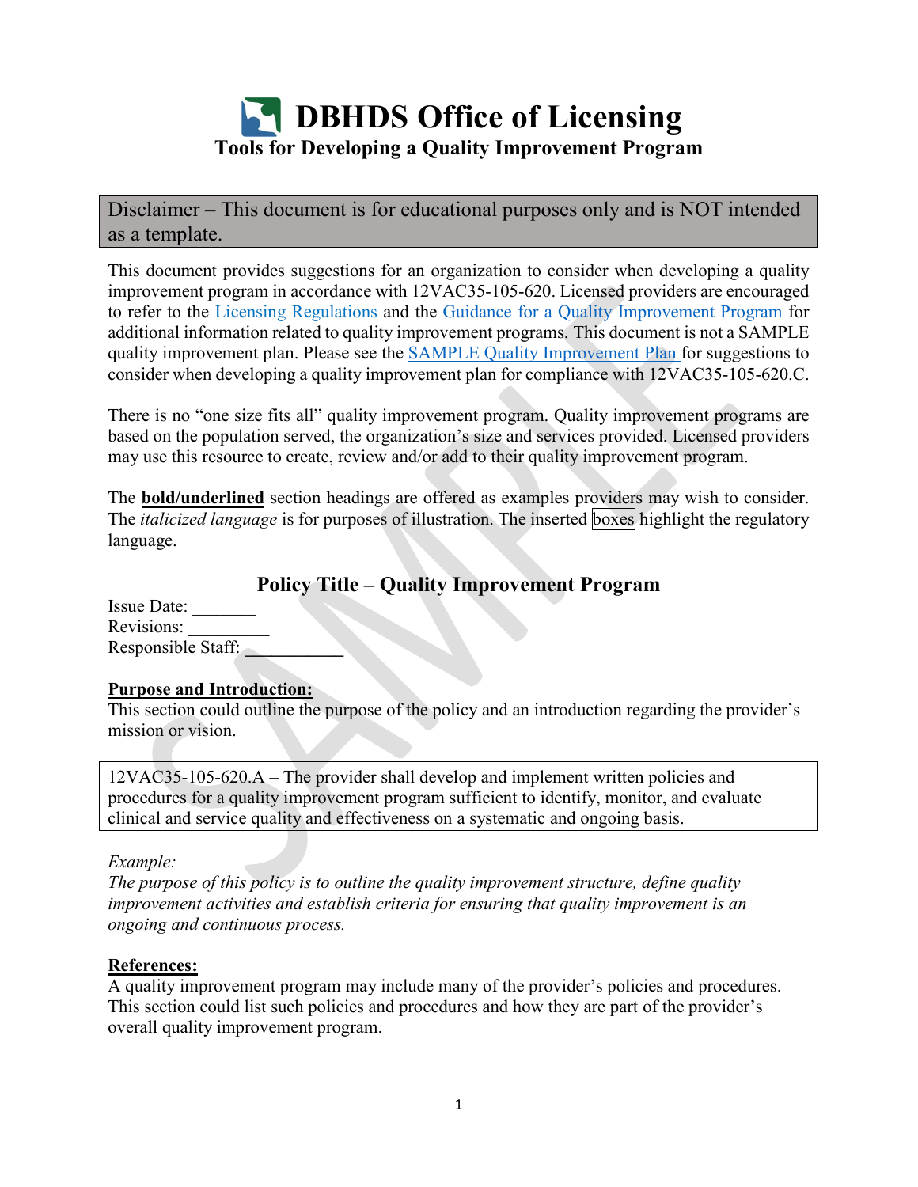# DBHDS Office of Licensing

## Tools for Developing a Quality Improvement Program

> Disclaimer – This document is for educational purposes only and is NOT intended as a template.

This document provides suggestions for an organization to consider when developing a quality improvement program in accordance with 12VAC35-105-620. Licensed providers are encouraged to refer to the Licensing Regulations and the Guidance for a Quality Improvement Program for additional information related to quality improvement programs. This document is not a SAMPLE quality improvement plan. Please see the SAMPLE Quality Improvement Plan for suggestions to consider when developing a quality improvement plan for compliance with 12VAC35-105-620.C.

There is no "one size fits all" quality improvement program. Quality improvement programs are based on the population served, the organization's size and services provided. Licensed providers may use this resource to create, review and/or add to their quality improvement program.

The **bold/underlined** section headings are offered as examples providers may wish to consider. The *italicized language* is for purposes of illustration. The inserted boxes highlight the regulatory language.

## Policy Title – Quality Improvement Program

Issue Date: _______
Revisions: _________
Responsible Staff: ___________

**Purpose and Introduction:**
This section could outline the purpose of the policy and an introduction regarding the provider's mission or vision.

> 12VAC35-105-620.A – The provider shall develop and implement written policies and procedures for a quality improvement program sufficient to identify, monitor, and evaluate clinical and service quality and effectiveness on a systematic and ongoing basis.

*Example:*
*The purpose of this policy is to outline the quality improvement structure, define quality improvement activities and establish criteria for ensuring that quality improvement is an ongoing and continuous process.*

**References:**
A quality improvement program may include many of the provider's policies and procedures. This section could list such policies and procedures and how they are part of the provider's overall quality improvement program.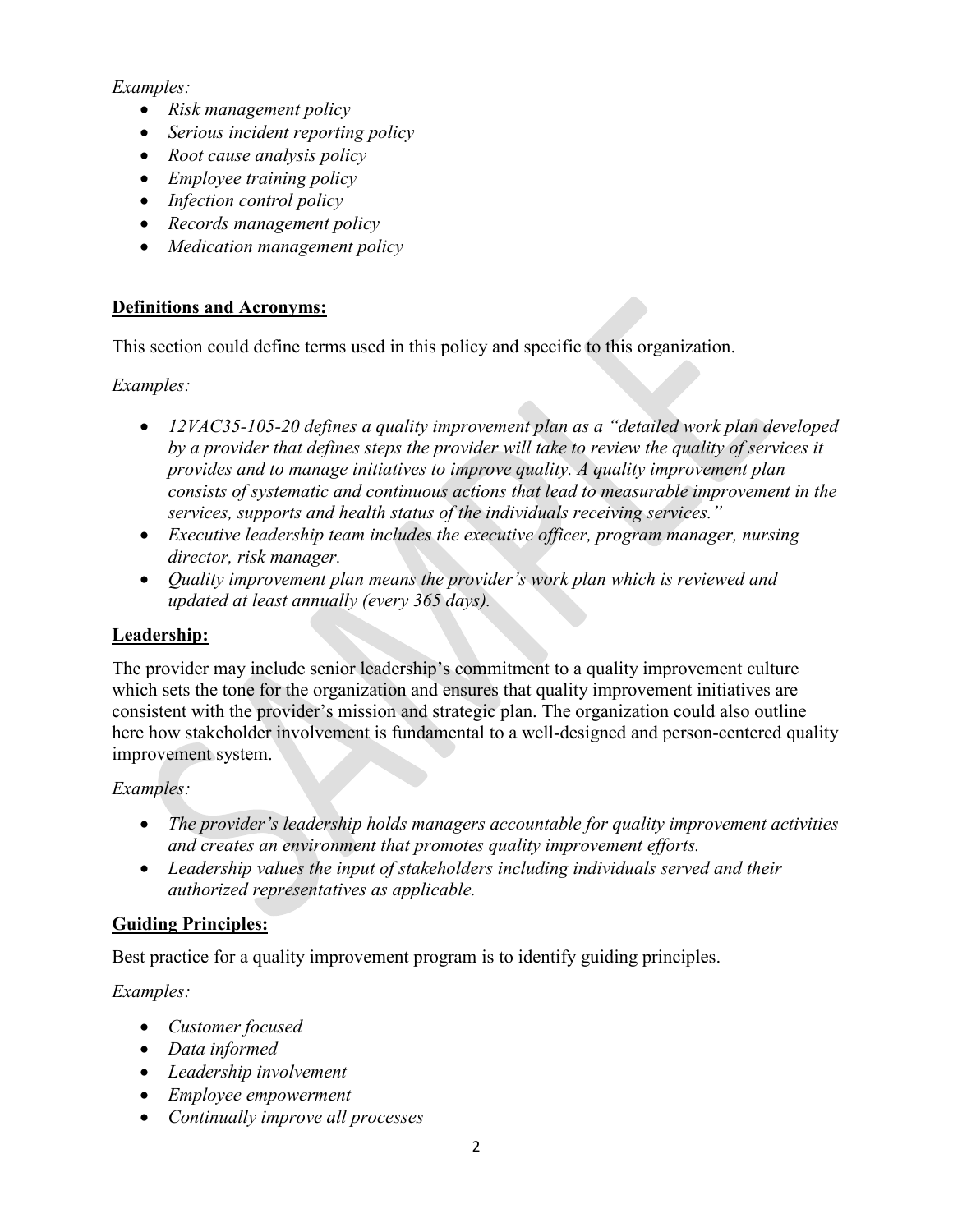*Examples:*

- *Risk management policy*
- *Serious incident reporting policy*
- *Root cause analysis policy*
- *Employee training policy*
- *Infection control policy*
- *Records management policy*
- *Medication management policy*

**Definitions and Acronyms:**

This section could define terms used in this policy and specific to this organization.

*Examples:*

- *12VAC35-105-20 defines a quality improvement plan as a "detailed work plan developed by a provider that defines steps the provider will take to review the quality of services it provides and to manage initiatives to improve quality. A quality improvement plan consists of systematic and continuous actions that lead to measurable improvement in the services, supports and health status of the individuals receiving services."*
- *Executive leadership team includes the executive officer, program manager, nursing director, risk manager.*
- *Quality improvement plan means the provider's work plan which is reviewed and updated at least annually (every 365 days).*

**Leadership:**

The provider may include senior leadership's commitment to a quality improvement culture which sets the tone for the organization and ensures that quality improvement initiatives are consistent with the provider's mission and strategic plan. The organization could also outline here how stakeholder involvement is fundamental to a well-designed and person-centered quality improvement system.

*Examples:*

- *The provider's leadership holds managers accountable for quality improvement activities and creates an environment that promotes quality improvement efforts.*
- *Leadership values the input of stakeholders including individuals served and their authorized representatives as applicable.*

**Guiding Principles:**

Best practice for a quality improvement program is to identify guiding principles.

*Examples:*

- *Customer focused*
- *Data informed*
- *Leadership involvement*
- *Employee empowerment*
- *Continually improve all processes*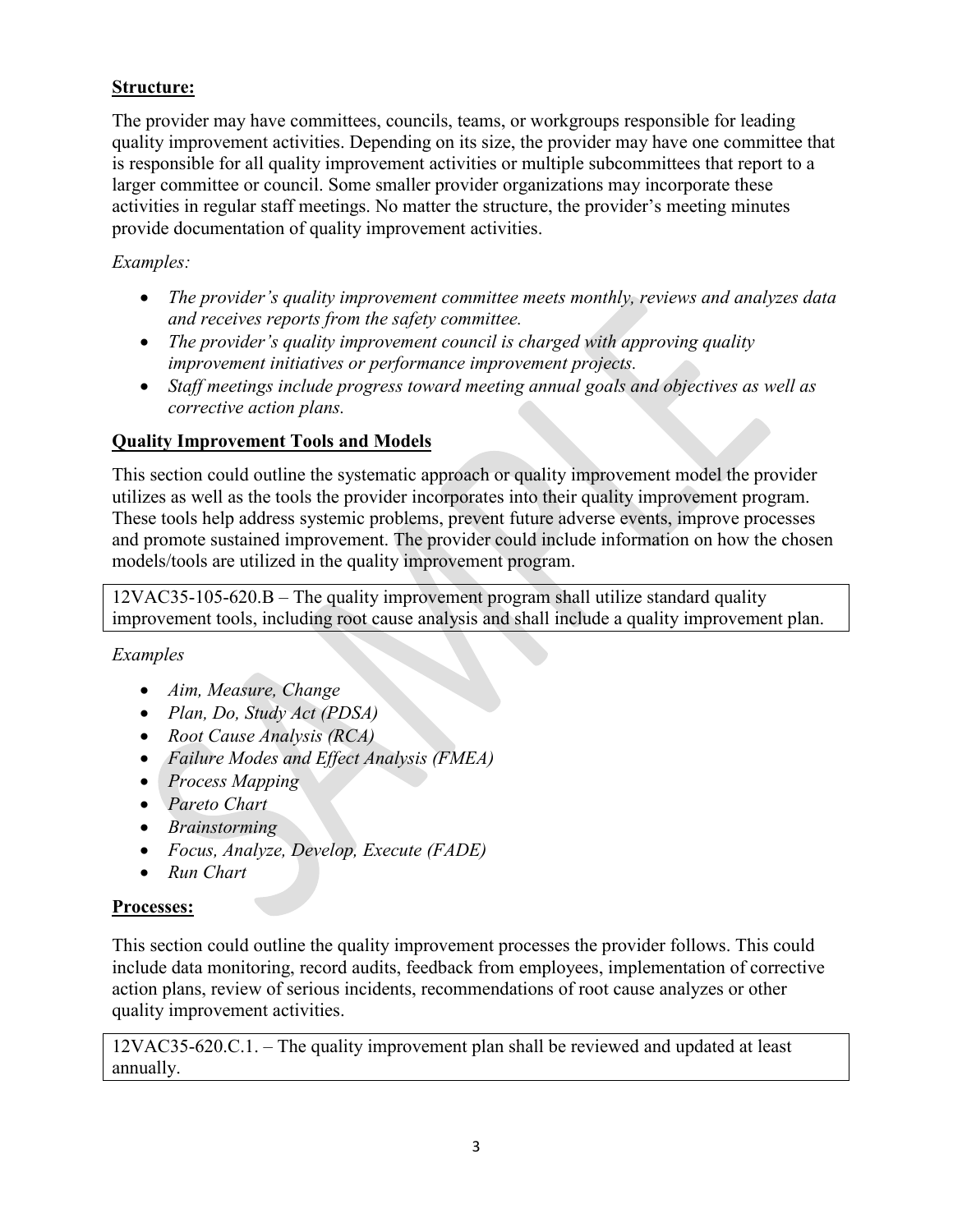**Structure:**

The provider may have committees, councils, teams, or workgroups responsible for leading quality improvement activities. Depending on its size, the provider may have one committee that is responsible for all quality improvement activities or multiple subcommittees that report to a larger committee or council. Some smaller provider organizations may incorporate these activities in regular staff meetings. No matter the structure, the provider's meeting minutes provide documentation of quality improvement activities.

*Examples:*

- *The provider's quality improvement committee meets monthly, reviews and analyzes data and receives reports from the safety committee.*
- *The provider's quality improvement council is charged with approving quality improvement initiatives or performance improvement projects.*
- *Staff meetings include progress toward meeting annual goals and objectives as well as corrective action plans.*

**Quality Improvement Tools and Models**

This section could outline the systematic approach or quality improvement model the provider utilizes as well as the tools the provider incorporates into their quality improvement program. These tools help address systemic problems, prevent future adverse events, improve processes and promote sustained improvement. The provider could include information on how the chosen models/tools are utilized in the quality improvement program.

| 12VAC35-105-620.B – The quality improvement program shall utilize standard quality improvement tools, including root cause analysis and shall include a quality improvement plan. |
|---|

*Examples*

- *Aim, Measure, Change*
- *Plan, Do, Study Act (PDSA)*
- *Root Cause Analysis (RCA)*
- *Failure Modes and Effect Analysis (FMEA)*
- *Process Mapping*
- *Pareto Chart*
- *Brainstorming*
- *Focus, Analyze, Develop, Execute (FADE)*
- *Run Chart*

**Processes:**

This section could outline the quality improvement processes the provider follows. This could include data monitoring, record audits, feedback from employees, implementation of corrective action plans, review of serious incidents, recommendations of root cause analyzes or other quality improvement activities.

| 12VAC35-620.C.1. – The quality improvement plan shall be reviewed and updated at least annually. |
|---|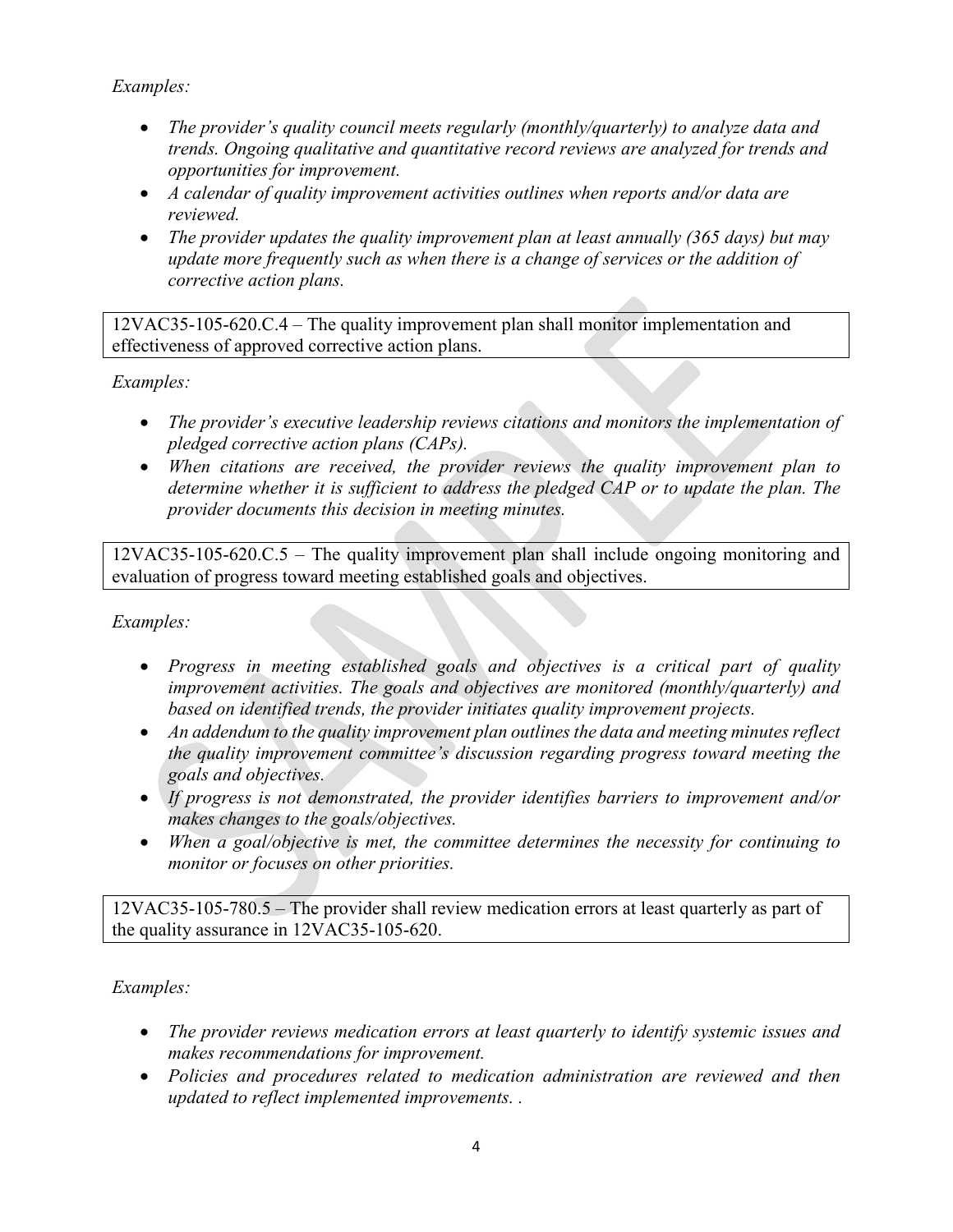*Examples:*

- *The provider's quality council meets regularly (monthly/quarterly) to analyze data and trends. Ongoing qualitative and quantitative record reviews are analyzed for trends and opportunities for improvement.*
- *A calendar of quality improvement activities outlines when reports and/or data are reviewed.*
- *The provider updates the quality improvement plan at least annually (365 days) but may update more frequently such as when there is a change of services or the addition of corrective action plans.*

12VAC35-105-620.C.4 – The quality improvement plan shall monitor implementation and effectiveness of approved corrective action plans.

*Examples:*

- *The provider's executive leadership reviews citations and monitors the implementation of pledged corrective action plans (CAPs).*
- *When citations are received, the provider reviews the quality improvement plan to determine whether it is sufficient to address the pledged CAP or to update the plan. The provider documents this decision in meeting minutes.*

12VAC35-105-620.C.5 – The quality improvement plan shall include ongoing monitoring and evaluation of progress toward meeting established goals and objectives.

*Examples:*

- *Progress in meeting established goals and objectives is a critical part of quality improvement activities. The goals and objectives are monitored (monthly/quarterly) and based on identified trends, the provider initiates quality improvement projects.*
- *An addendum to the quality improvement plan outlines the data and meeting minutes reflect the quality improvement committee's discussion regarding progress toward meeting the goals and objectives.*
- *If progress is not demonstrated, the provider identifies barriers to improvement and/or makes changes to the goals/objectives.*
- *When a goal/objective is met, the committee determines the necessity for continuing to monitor or focuses on other priorities.*

12VAC35-105-780.5 – The provider shall review medication errors at least quarterly as part of the quality assurance in 12VAC35-105-620.

*Examples:*

- *The provider reviews medication errors at least quarterly to identify systemic issues and makes recommendations for improvement.*
- *Policies and procedures related to medication administration are reviewed and then updated to reflect implemented improvements. .*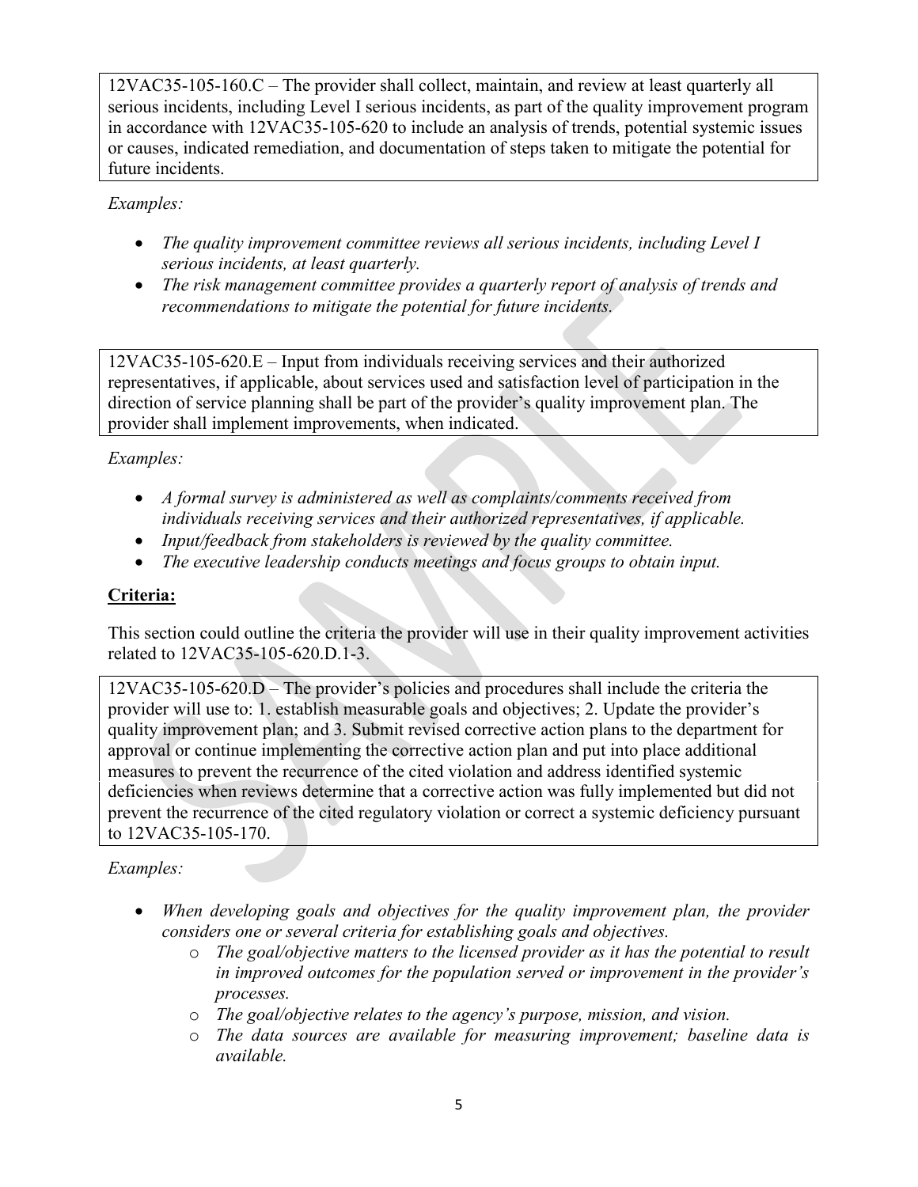12VAC35-105-160.C – The provider shall collect, maintain, and review at least quarterly all serious incidents, including Level I serious incidents, as part of the quality improvement program in accordance with 12VAC35-105-620 to include an analysis of trends, potential systemic issues or causes, indicated remediation, and documentation of steps taken to mitigate the potential for future incidents.

*Examples:*

- *The quality improvement committee reviews all serious incidents, including Level I serious incidents, at least quarterly.*
- *The risk management committee provides a quarterly report of analysis of trends and recommendations to mitigate the potential for future incidents.*

12VAC35-105-620.E – Input from individuals receiving services and their authorized representatives, if applicable, about services used and satisfaction level of participation in the direction of service planning shall be part of the provider's quality improvement plan. The provider shall implement improvements, when indicated.

*Examples:*

- *A formal survey is administered as well as complaints/comments received from individuals receiving services and their authorized representatives, if applicable.*
- *Input/feedback from stakeholders is reviewed by the quality committee.*
- *The executive leadership conducts meetings and focus groups to obtain input.*

## Criteria:

This section could outline the criteria the provider will use in their quality improvement activities related to 12VAC35-105-620.D.1-3.

12VAC35-105-620.D – The provider's policies and procedures shall include the criteria the provider will use to: 1. establish measurable goals and objectives; 2. Update the provider's quality improvement plan; and 3. Submit revised corrective action plans to the department for approval or continue implementing the corrective action plan and put into place additional measures to prevent the recurrence of the cited violation and address identified systemic deficiencies when reviews determine that a corrective action was fully implemented but did not prevent the recurrence of the cited regulatory violation or correct a systemic deficiency pursuant to 12VAC35-105-170.

*Examples:*

- *When developing goals and objectives for the quality improvement plan, the provider considers one or several criteria for establishing goals and objectives.*
    - *The goal/objective matters to the licensed provider as it has the potential to result in improved outcomes for the population served or improvement in the provider's processes.*
    - *The goal/objective relates to the agency's purpose, mission, and vision.*
    - *The data sources are available for measuring improvement; baseline data is available.*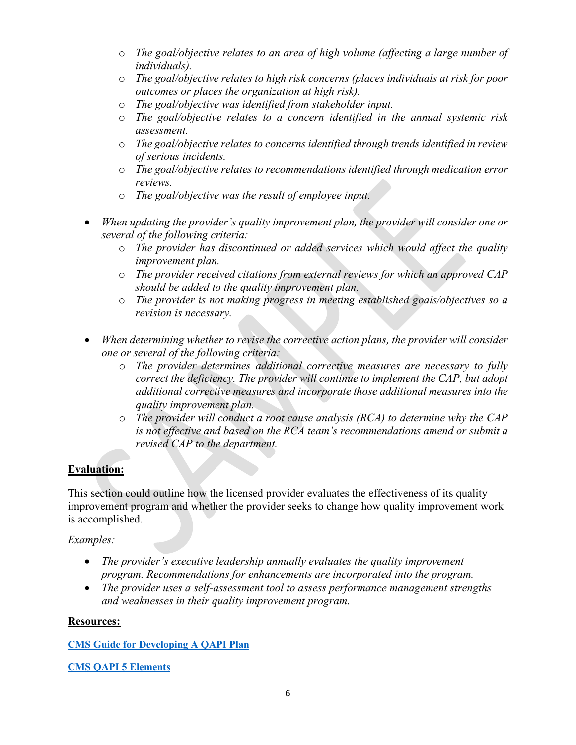- *The goal/objective relates to an area of high volume (affecting a large number of individuals).*
  - *The goal/objective relates to high risk concerns (places individuals at risk for poor outcomes or places the organization at high risk).*
  - *The goal/objective was identified from stakeholder input.*
  - *The goal/objective relates to a concern identified in the annual systemic risk assessment.*
  - *The goal/objective relates to concerns identified through trends identified in review of serious incidents.*
  - *The goal/objective relates to recommendations identified through medication error reviews.*
  - *The goal/objective was the result of employee input.*

- *When updating the provider's quality improvement plan, the provider will consider one or several of the following criteria:*
  - *The provider has discontinued or added services which would affect the quality improvement plan.*
  - *The provider received citations from external reviews for which an approved CAP should be added to the quality improvement plan.*
  - *The provider is not making progress in meeting established goals/objectives so a revision is necessary.*

- *When determining whether to revise the corrective action plans, the provider will consider one or several of the following criteria:*
  - *The provider determines additional corrective measures are necessary to fully correct the deficiency. The provider will continue to implement the CAP, but adopt additional corrective measures and incorporate those additional measures into the quality improvement plan.*
  - *The provider will conduct a root cause analysis (RCA) to determine why the CAP is not effective and based on the RCA team's recommendations amend or submit a revised CAP to the department.*

**Evaluation:**

This section could outline how the licensed provider evaluates the effectiveness of its quality improvement program and whether the provider seeks to change how quality improvement work is accomplished.

*Examples:*

- *The provider's executive leadership annually evaluates the quality improvement program. Recommendations for enhancements are incorporated into the program.*
- *The provider uses a self-assessment tool to assess performance management strengths and weaknesses in their quality improvement program.*

**Resources:**

**CMS Guide for Developing A QAPI Plan**

**CMS QAPI 5 Elements**